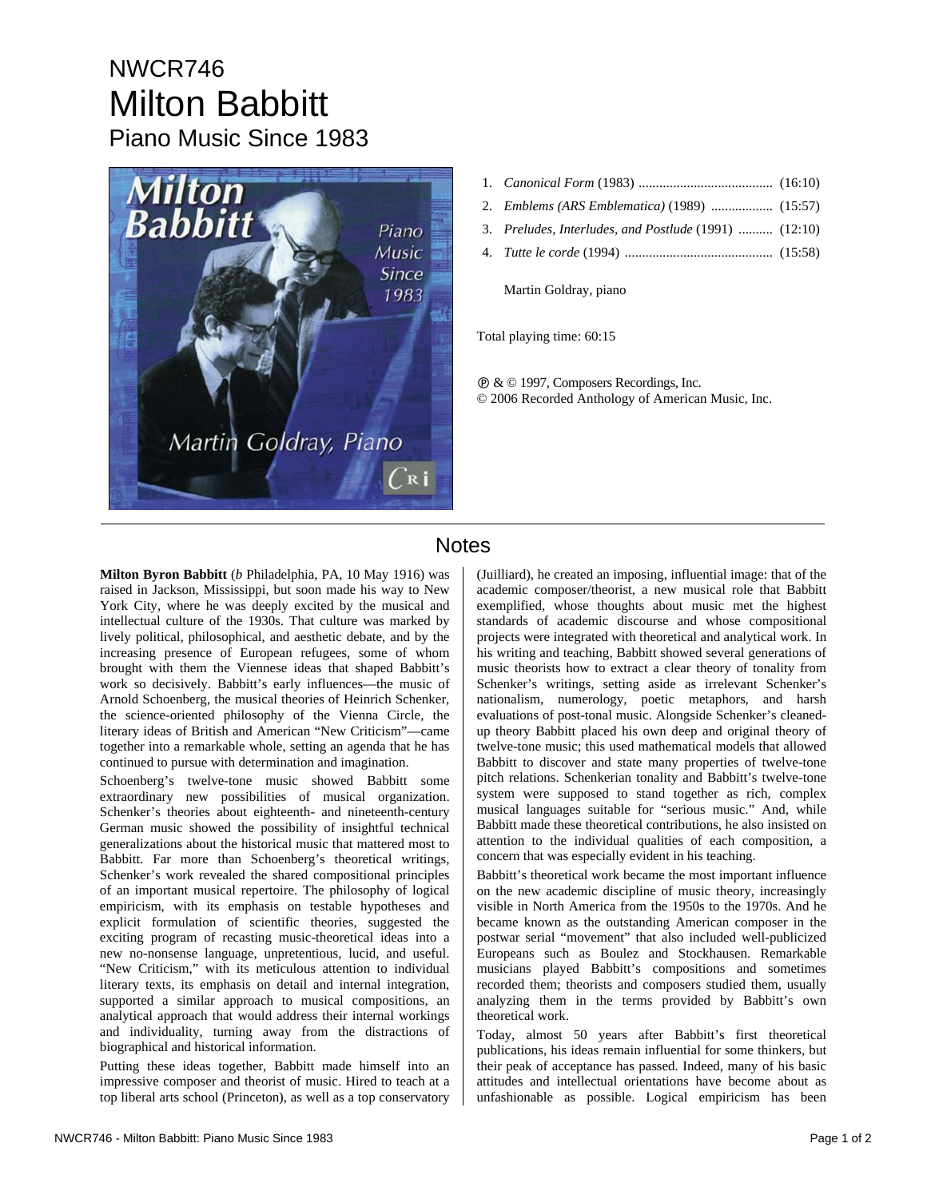# NWCR746
# Milton Babbitt
## Piano Music Since 1983

1. *Canonical Form* (1983) ....................................... (16:10)
2. *Emblems (ARS Emblematica)* (1989) .................. (15:57)
3. *Preludes, Interludes, and Postlude* (1991) .......... (12:10)
4. *Tutte le corde* (1994) ........................................... (15:58)

Martin Goldray, piano

Total playing time: 60:15

℗ & © 1997, Composers Recordings, Inc.
© 2006 Recorded Anthology of American Music, Inc.

## Notes

**Milton Byron Babbitt** (*b* Philadelphia, PA, 10 May 1916) was raised in Jackson, Mississippi, but soon made his way to New York City, where he was deeply excited by the musical and intellectual culture of the 1930s. That culture was marked by lively political, philosophical, and aesthetic debate, and by the increasing presence of European refugees, some of whom brought with them the Viennese ideas that shaped Babbitt's work so decisively. Babbitt's early influences—the music of Arnold Schoenberg, the musical theories of Heinrich Schenker, the science-oriented philosophy of the Vienna Circle, the literary ideas of British and American "New Criticism"—came together into a remarkable whole, setting an agenda that he has continued to pursue with determination and imagination.

Schoenberg's twelve-tone music showed Babbitt some extraordinary new possibilities of musical organization. Schenker's theories about eighteenth- and nineteenth-century German music showed the possibility of insightful technical generalizations about the historical music that mattered most to Babbitt. Far more than Schoenberg's theoretical writings, Schenker's work revealed the shared compositional principles of an important musical repertoire. The philosophy of logical empiricism, with its emphasis on testable hypotheses and explicit formulation of scientific theories, suggested the exciting program of recasting music-theoretical ideas into a new no-nonsense language, unpretentious, lucid, and useful. "New Criticism," with its meticulous attention to individual literary texts, its emphasis on detail and internal integration, supported a similar approach to musical compositions, an analytical approach that would address their internal workings and individuality, turning away from the distractions of biographical and historical information.

Putting these ideas together, Babbitt made himself into an impressive composer and theorist of music. Hired to teach at a top liberal arts school (Princeton), as well as a top conservatory (Juilliard), he created an imposing, influential image: that of the academic composer/theorist, a new musical role that Babbitt exemplified, whose thoughts about music met the highest standards of academic discourse and whose compositional projects were integrated with theoretical and analytical work. In his writing and teaching, Babbitt showed several generations of music theorists how to extract a clear theory of tonality from Schenker's writings, setting aside as irrelevant Schenker's nationalism, numerology, poetic metaphors, and harsh evaluations of post-tonal music. Alongside Schenker's cleaned-up theory Babbitt placed his own deep and original theory of twelve-tone music; this used mathematical models that allowed Babbitt to discover and state many properties of twelve-tone pitch relations. Schenkerian tonality and Babbitt's twelve-tone system were supposed to stand together as rich, complex musical languages suitable for "serious music." And, while Babbitt made these theoretical contributions, he also insisted on attention to the individual qualities of each composition, a concern that was especially evident in his teaching.

Babbitt's theoretical work became the most important influence on the new academic discipline of music theory, increasingly visible in North America from the 1950s to the 1970s. And he became known as the outstanding American composer in the postwar serial "movement" that also included well-publicized Europeans such as Boulez and Stockhausen. Remarkable musicians played Babbitt's compositions and sometimes recorded them; theorists and composers studied them, usually analyzing them in the terms provided by Babbitt's own theoretical work.

Today, almost 50 years after Babbitt's first theoretical publications, his ideas remain influential for some thinkers, but their peak of acceptance has passed. Indeed, many of his basic attitudes and intellectual orientations have become about as unfashionable as possible. Logical empiricism has been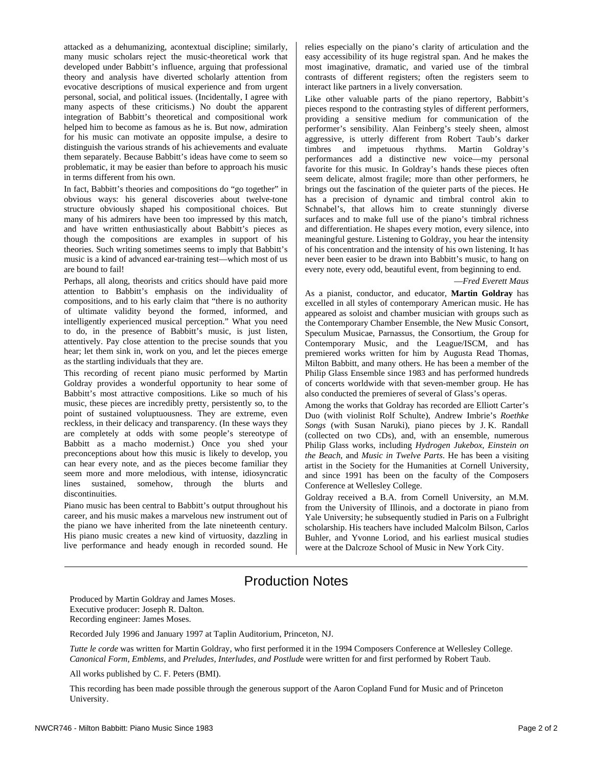attacked as a dehumanizing, acontextual discipline; similarly, many music scholars reject the music-theoretical work that developed under Babbitt's influence, arguing that professional theory and analysis have diverted scholarly attention from evocative descriptions of musical experience and from urgent personal, social, and political issues. (Incidentally, I agree with many aspects of these criticisms.) No doubt the apparent integration of Babbitt's theoretical and compositional work helped him to become as famous as he is. But now, admiration for his music can motivate an opposite impulse, a desire to distinguish the various strands of his achievements and evaluate them separately. Because Babbitt's ideas have come to seem so problematic, it may be easier than before to approach his music in terms different from his own.

In fact, Babbitt's theories and compositions do "go together" in obvious ways: his general discoveries about twelve-tone structure obviously shaped his compositional choices. But many of his admirers have been too impressed by this match, and have written enthusiastically about Babbitt's pieces as though the compositions are examples in support of his theories. Such writing sometimes seems to imply that Babbitt's music is a kind of advanced ear-training test—which most of us are bound to fail!

Perhaps, all along, theorists and critics should have paid more attention to Babbitt's emphasis on the individuality of compositions, and to his early claim that "there is no authority of ultimate validity beyond the formed, informed, and intelligently experienced musical perception." What you need to do, in the presence of Babbitt's music, is just listen, attentively. Pay close attention to the precise sounds that you hear; let them sink in, work on you, and let the pieces emerge as the startling individuals that they are.

This recording of recent piano music performed by Martin Goldray provides a wonderful opportunity to hear some of Babbitt's most attractive compositions. Like so much of his music, these pieces are incredibly pretty, persistently so, to the point of sustained voluptuousness. They are extreme, even reckless, in their delicacy and transparency. (In these ways they are completely at odds with some people's stereotype of Babbitt as a macho modernist.) Once you shed your preconceptions about how this music is likely to develop, you can hear every note, and as the pieces become familiar they seem more and more melodious, with intense, idiosyncratic lines sustained, somehow, through the blurts and discontinuities.

Piano music has been central to Babbitt's output throughout his career, and his music makes a marvelous new instrument out of the piano we have inherited from the late nineteenth century. His piano music creates a new kind of virtuosity, dazzling in live performance and heady enough in recorded sound. He relies especially on the piano's clarity of articulation and the easy accessibility of its huge registral span. And he makes the most imaginative, dramatic, and varied use of the timbral contrasts of different registers; often the registers seem to interact like partners in a lively conversation.

Like other valuable parts of the piano repertory, Babbitt's pieces respond to the contrasting styles of different performers, providing a sensitive medium for communication of the performer's sensibility. Alan Feinberg's steely sheen, almost aggressive, is utterly different from Robert Taub's darker timbres and impetuous rhythms. Martin Goldray's performances add a distinctive new voice—my personal favorite for this music. In Goldray's hands these pieces often seem delicate, almost fragile; more than other performers, he brings out the fascination of the quieter parts of the pieces. He has a precision of dynamic and timbral control akin to Schnabel's, that allows him to create stunningly diverse surfaces and to make full use of the piano's timbral richness and differentiation. He shapes every motion, every silence, into meaningful gesture. Listening to Goldray, you hear the intensity of his concentration and the intensity of his own listening. It has never been easier to be drawn into Babbitt's music, to hang on every note, every odd, beautiful event, from beginning to end.

—*Fred Everett Maus*

As a pianist, conductor, and educator, **Martin Goldray** has excelled in all styles of contemporary American music. He has appeared as soloist and chamber musician with groups such as the Contemporary Chamber Ensemble, the New Music Consort, Speculum Musicae, Parnassus, the Consortium, the Group for Contemporary Music, and the League/ISCM, and has premiered works written for him by Augusta Read Thomas, Milton Babbitt, and many others. He has been a member of the Philip Glass Ensemble since 1983 and has performed hundreds of concerts worldwide with that seven-member group. He has also conducted the premieres of several of Glass's operas.

Among the works that Goldray has recorded are Elliott Carter's Duo (with violinist Rolf Schulte), Andrew Imbrie's *Roethke Songs* (with Susan Naruki), piano pieces by J. K. Randall (collected on two CDs), and, with an ensemble, numerous Philip Glass works, including *Hydrogen Jukebox*, *Einstein on the Beach*, and *Music in Twelve Parts*. He has been a visiting artist in the Society for the Humanities at Cornell University, and since 1991 has been on the faculty of the Composers Conference at Wellesley College.

Goldray received a B.A. from Cornell University, an M.M. from the University of Illinois, and a doctorate in piano from Yale University; he subsequently studied in Paris on a Fulbright scholarship. His teachers have included Malcolm Bilson, Carlos Buhler, and Yvonne Loriod, and his earliest musical studies were at the Dalcroze School of Music in New York City.

## Production Notes

Produced by Martin Goldray and James Moses.
Executive producer: Joseph R. Dalton.
Recording engineer: James Moses.

Recorded July 1996 and January 1997 at Taplin Auditorium, Princeton, NJ.

*Tutte le corde* was written for Martin Goldray, who first performed it in the 1994 Composers Conference at Wellesley College. *Canonical Form*, *Emblems*, and *Preludes, Interludes, and Postlude* were written for and first performed by Robert Taub.

All works published by C. F. Peters (BMI).

This recording has been made possible through the generous support of the Aaron Copland Fund for Music and of Princeton University.